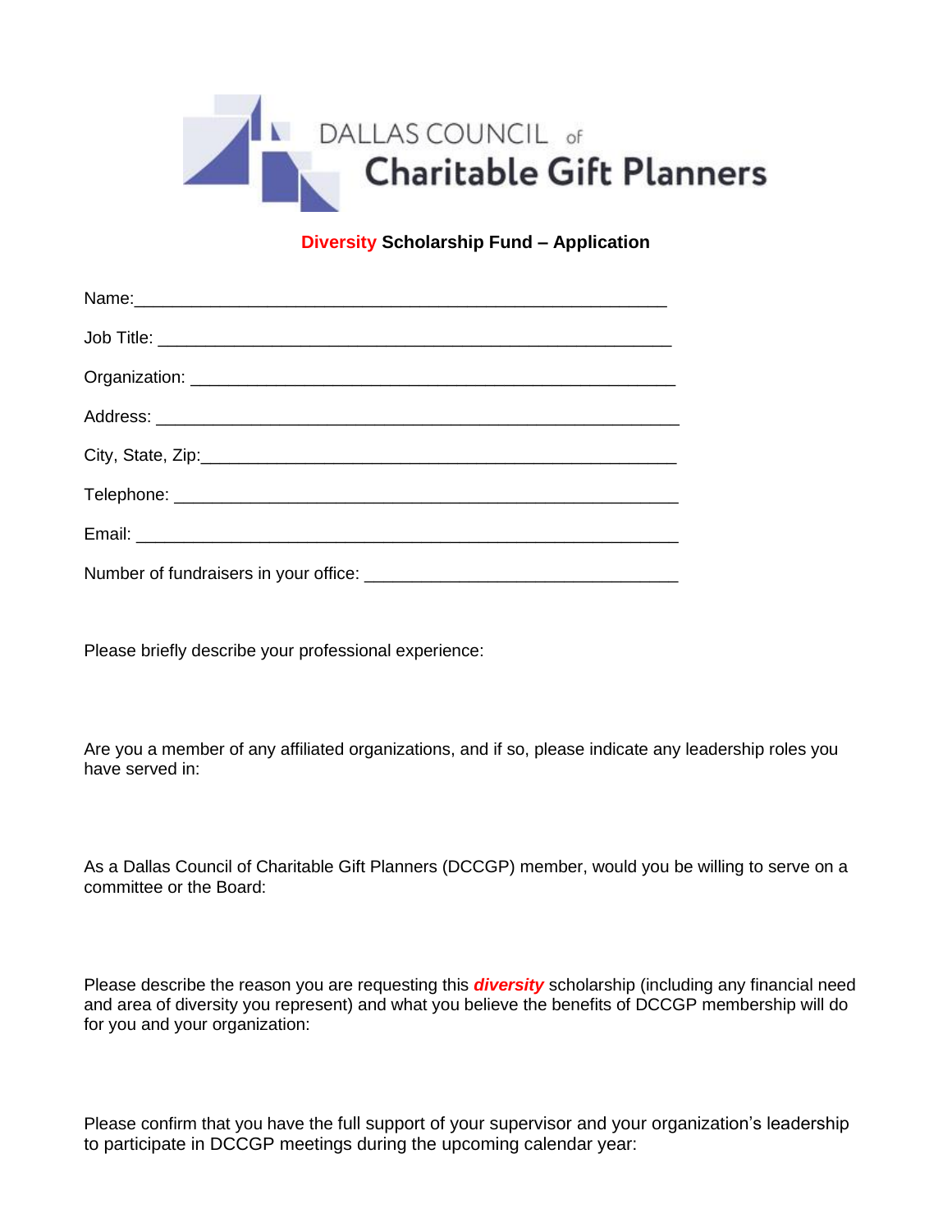DALLAS COUNCIL of
# Charitable Gift Planners

## Diversity Scholarship Fund – Application

Name:________________________________________________________

Job Title: ______________________________________________________

Organization: ___________________________________________________

Address: _______________________________________________________

City, State, Zip:__________________________________________________

Telephone: _____________________________________________________

Email: _________________________________________________________

Number of fundraisers in your office: ________________________________

Please briefly describe your professional experience:

Are you a member of any affiliated organizations, and if so, please indicate any leadership roles you have served in:

As a Dallas Council of Charitable Gift Planners (DCCGP) member, would you be willing to serve on a committee or the Board:

Please describe the reason you are requesting this ***diversity*** scholarship (including any financial need and area of diversity you represent) and what you believe the benefits of DCCGP membership will do for you and your organization:

Please confirm that you have the full support of your supervisor and your organization's leadership to participate in DCCGP meetings during the upcoming calendar year: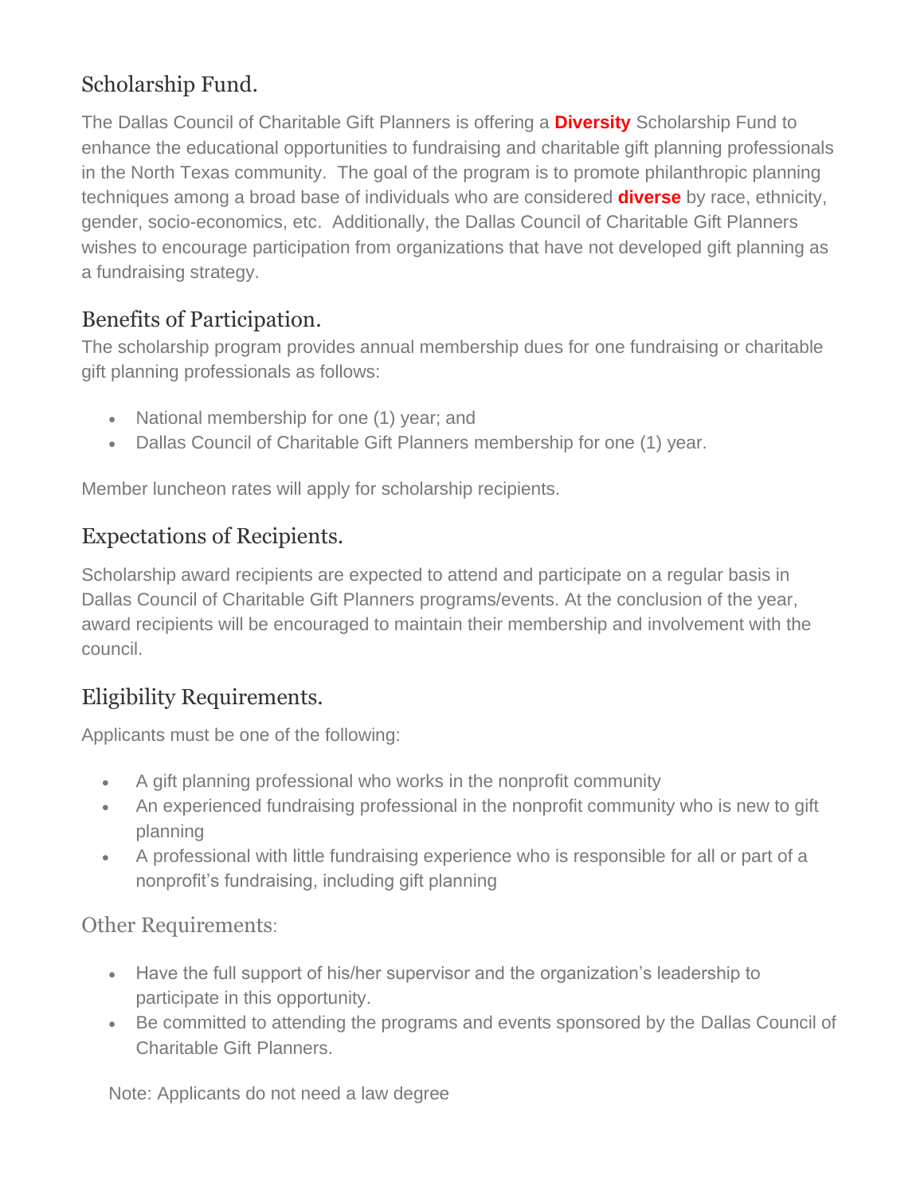## Scholarship Fund.

The Dallas Council of Charitable Gift Planners is offering a **Diversity** Scholarship Fund to enhance the educational opportunities to fundraising and charitable gift planning professionals in the North Texas community. The goal of the program is to promote philanthropic planning techniques among a broad base of individuals who are considered **diverse** by race, ethnicity, gender, socio-economics, etc. Additionally, the Dallas Council of Charitable Gift Planners wishes to encourage participation from organizations that have not developed gift planning as a fundraising strategy.

## Benefits of Participation.

The scholarship program provides annual membership dues for one fundraising or charitable gift planning professionals as follows:

- National membership for one (1) year; and
- Dallas Council of Charitable Gift Planners membership for one (1) year.

Member luncheon rates will apply for scholarship recipients.

## Expectations of Recipients.

Scholarship award recipients are expected to attend and participate on a regular basis in Dallas Council of Charitable Gift Planners programs/events. At the conclusion of the year, award recipients will be encouraged to maintain their membership and involvement with the council.

## Eligibility Requirements.

Applicants must be one of the following:

- A gift planning professional who works in the nonprofit community
- An experienced fundraising professional in the nonprofit community who is new to gift planning
- A professional with little fundraising experience who is responsible for all or part of a nonprofit's fundraising, including gift planning

### Other Requirements:

- Have the full support of his/her supervisor and the organization's leadership to participate in this opportunity.
- Be committed to attending the programs and events sponsored by the Dallas Council of Charitable Gift Planners.

Note: Applicants do not need a law degree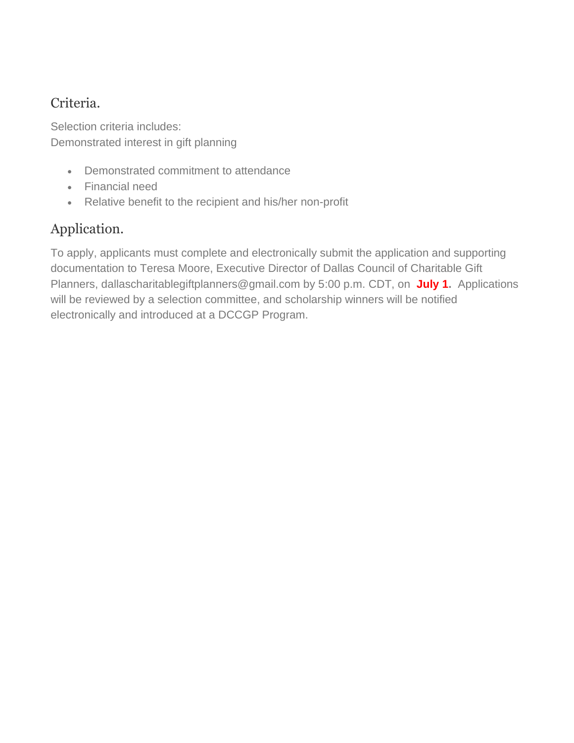## Criteria.

Selection criteria includes:
Demonstrated interest in gift planning

- Demonstrated commitment to attendance
- Financial need
- Relative benefit to the recipient and his/her non-profit

## Application.

To apply, applicants must complete and electronically submit the application and supporting documentation to Teresa Moore, Executive Director of Dallas Council of Charitable Gift Planners, dallascharitablegiftplanners@gmail.com by 5:00 p.m. CDT, on **July 1.** Applications will be reviewed by a selection committee, and scholarship winners will be notified electronically and introduced at a DCCGP Program.